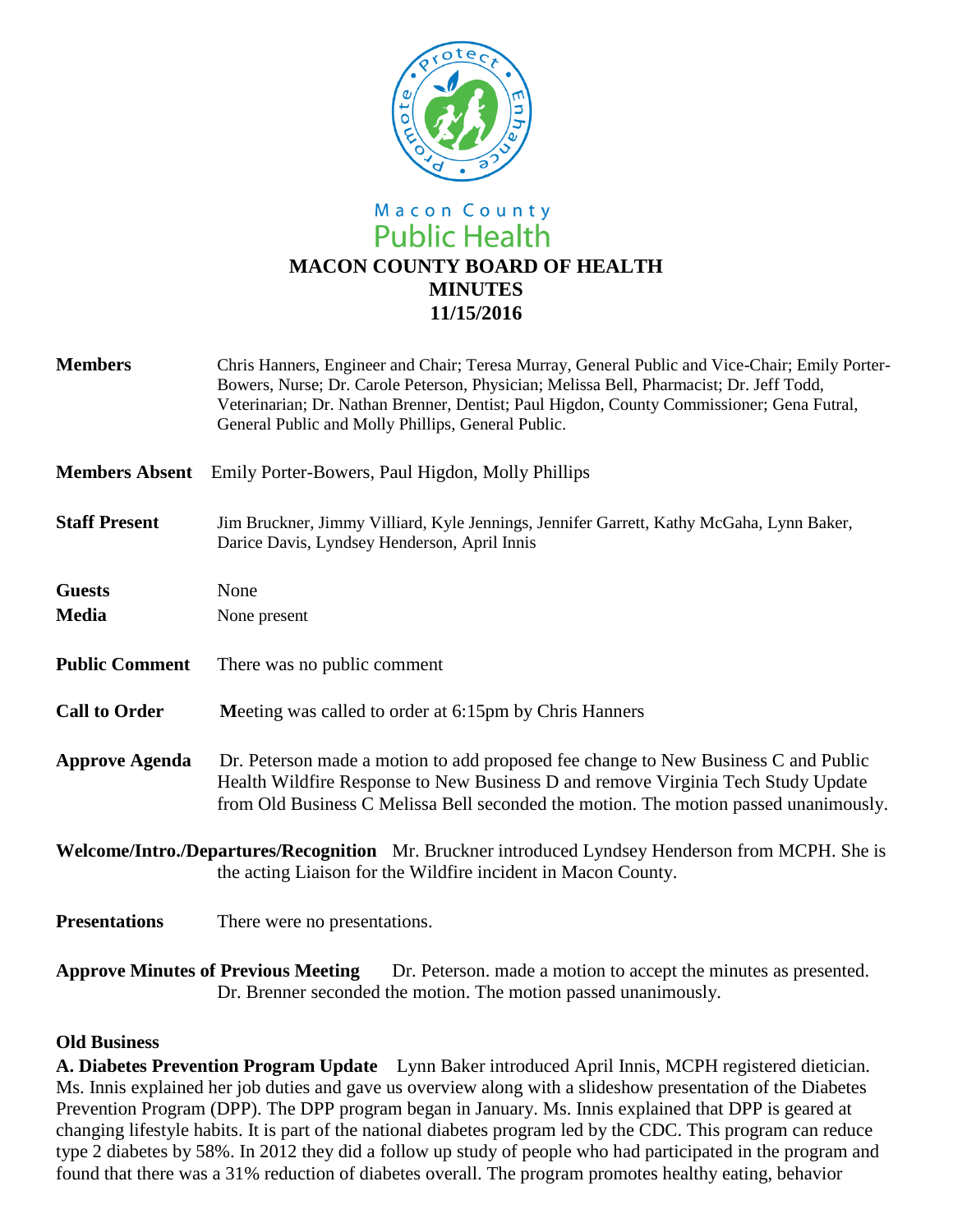Macon County
Public Health

# MACON COUNTY BOARD OF HEALTH
# MINUTES
# 11/15/2016

**Members** Chris Hanners, Engineer and Chair; Teresa Murray, General Public and Vice-Chair; Emily Porter-Bowers, Nurse; Dr. Carole Peterson, Physician; Melissa Bell, Pharmacist; Dr. Jeff Todd, Veterinarian; Dr. Nathan Brenner, Dentist; Paul Higdon, County Commissioner; Gena Futral, General Public and Molly Phillips, General Public.

**Members Absent** Emily Porter-Bowers, Paul Higdon, Molly Phillips

**Staff Present** Jim Bruckner, Jimmy Villiard, Kyle Jennings, Jennifer Garrett, Kathy McGaha, Lynn Baker, Darice Davis, Lyndsey Henderson, April Innis

**Guests** None

**Media** None present

**Public Comment** There was no public comment

**Call to Order** Meeting was called to order at 6:15pm by Chris Hanners

**Approve Agenda** Dr. Peterson made a motion to add proposed fee change to New Business C and Public Health Wildfire Response to New Business D and remove Virginia Tech Study Update from Old Business C Melissa Bell seconded the motion. The motion passed unanimously.

**Welcome/Intro./Departures/Recognition** Mr. Bruckner introduced Lyndsey Henderson from MCPH. She is the acting Liaison for the Wildfire incident in Macon County.

**Presentations** There were no presentations.

**Approve Minutes of Previous Meeting** Dr. Peterson. made a motion to accept the minutes as presented. Dr. Brenner seconded the motion. The motion passed unanimously.

## Old Business

**A. Diabetes Prevention Program Update** Lynn Baker introduced April Innis, MCPH registered dietician. Ms. Innis explained her job duties and gave us overview along with a slideshow presentation of the Diabetes Prevention Program (DPP). The DPP program began in January. Ms. Innis explained that DPP is geared at changing lifestyle habits. It is part of the national diabetes program led by the CDC. This program can reduce type 2 diabetes by 58%. In 2012 they did a follow up study of people who had participated in the program and found that there was a 31% reduction of diabetes overall. The program promotes healthy eating, behavior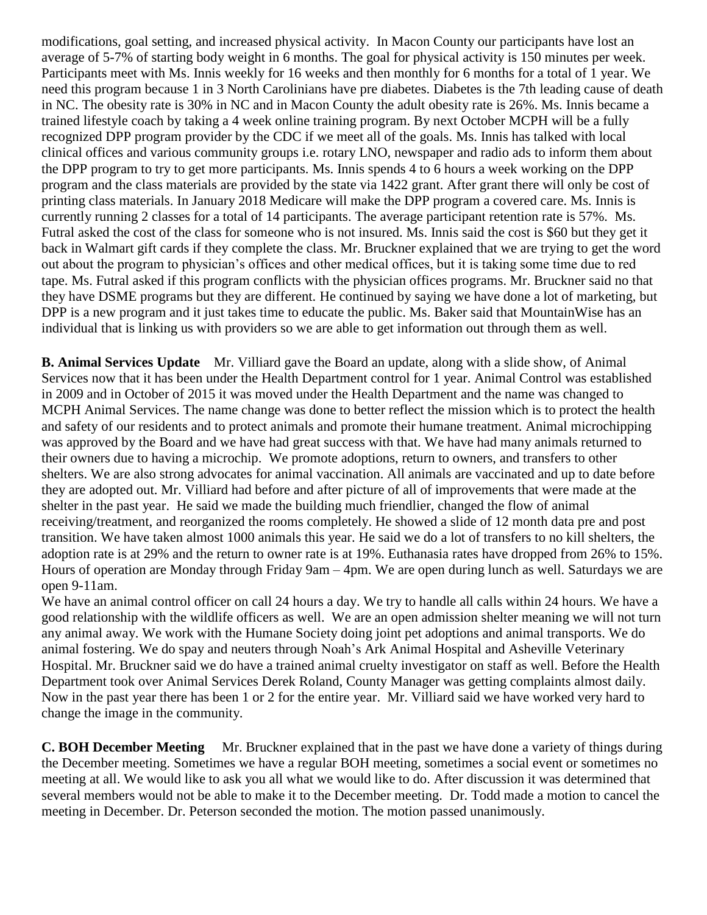modifications, goal setting, and increased physical activity. In Macon County our participants have lost an average of 5-7% of starting body weight in 6 months. The goal for physical activity is 150 minutes per week. Participants meet with Ms. Innis weekly for 16 weeks and then monthly for 6 months for a total of 1 year. We need this program because 1 in 3 North Carolinians have pre diabetes. Diabetes is the 7th leading cause of death in NC. The obesity rate is 30% in NC and in Macon County the adult obesity rate is 26%. Ms. Innis became a trained lifestyle coach by taking a 4 week online training program. By next October MCPH will be a fully recognized DPP program provider by the CDC if we meet all of the goals. Ms. Innis has talked with local clinical offices and various community groups i.e. rotary LNO, newspaper and radio ads to inform them about the DPP program to try to get more participants. Ms. Innis spends 4 to 6 hours a week working on the DPP program and the class materials are provided by the state via 1422 grant. After grant there will only be cost of printing class materials. In January 2018 Medicare will make the DPP program a covered care. Ms. Innis is currently running 2 classes for a total of 14 participants. The average participant retention rate is 57%. Ms. Futral asked the cost of the class for someone who is not insured. Ms. Innis said the cost is $60 but they get it back in Walmart gift cards if they complete the class. Mr. Bruckner explained that we are trying to get the word out about the program to physician's offices and other medical offices, but it is taking some time due to red tape. Ms. Futral asked if this program conflicts with the physician offices programs. Mr. Bruckner said no that they have DSME programs but they are different. He continued by saying we have done a lot of marketing, but DPP is a new program and it just takes time to educate the public. Ms. Baker said that MountainWise has an individual that is linking us with providers so we are able to get information out through them as well.

**B. Animal Services Update** Mr. Villiard gave the Board an update, along with a slide show, of Animal Services now that it has been under the Health Department control for 1 year. Animal Control was established in 2009 and in October of 2015 it was moved under the Health Department and the name was changed to MCPH Animal Services. The name change was done to better reflect the mission which is to protect the health and safety of our residents and to protect animals and promote their humane treatment. Animal microchipping was approved by the Board and we have had great success with that. We have had many animals returned to their owners due to having a microchip. We promote adoptions, return to owners, and transfers to other shelters. We are also strong advocates for animal vaccination. All animals are vaccinated and up to date before they are adopted out. Mr. Villiard had before and after picture of all of improvements that were made at the shelter in the past year. He said we made the building much friendlier, changed the flow of animal receiving/treatment, and reorganized the rooms completely. He showed a slide of 12 month data pre and post transition. We have taken almost 1000 animals this year. He said we do a lot of transfers to no kill shelters, the adoption rate is at 29% and the return to owner rate is at 19%. Euthanasia rates have dropped from 26% to 15%. Hours of operation are Monday through Friday 9am – 4pm. We are open during lunch as well. Saturdays we are open 9-11am.

We have an animal control officer on call 24 hours a day. We try to handle all calls within 24 hours. We have a good relationship with the wildlife officers as well. We are an open admission shelter meaning we will not turn any animal away. We work with the Humane Society doing joint pet adoptions and animal transports. We do animal fostering. We do spay and neuters through Noah's Ark Animal Hospital and Asheville Veterinary Hospital. Mr. Bruckner said we do have a trained animal cruelty investigator on staff as well. Before the Health Department took over Animal Services Derek Roland, County Manager was getting complaints almost daily. Now in the past year there has been 1 or 2 for the entire year. Mr. Villiard said we have worked very hard to change the image in the community.

**C. BOH December Meeting** Mr. Bruckner explained that in the past we have done a variety of things during the December meeting. Sometimes we have a regular BOH meeting, sometimes a social event or sometimes no meeting at all. We would like to ask you all what we would like to do. After discussion it was determined that several members would not be able to make it to the December meeting. Dr. Todd made a motion to cancel the meeting in December. Dr. Peterson seconded the motion. The motion passed unanimously.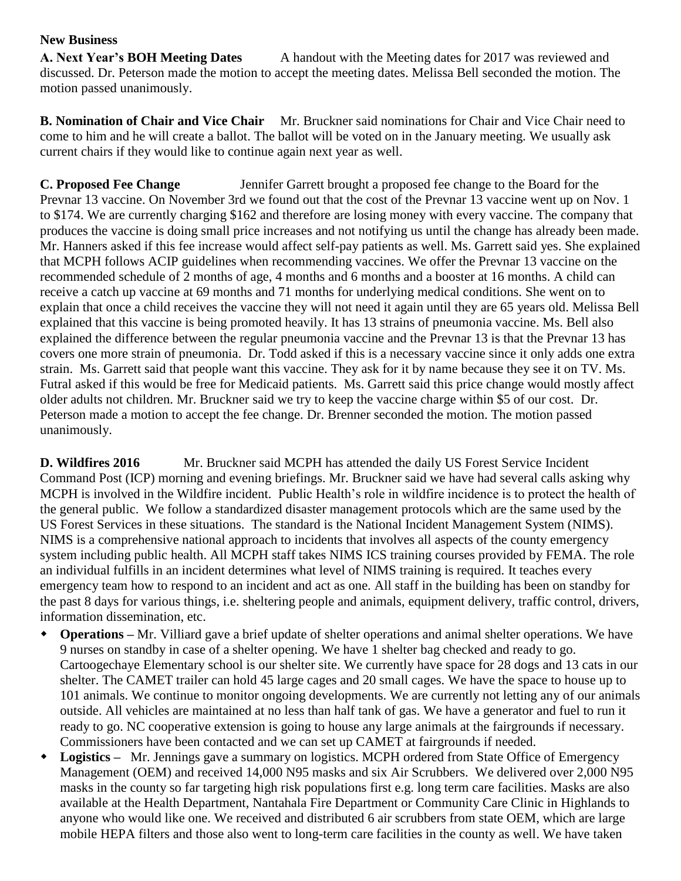**New Business**

**A. Next Year's BOH Meeting Dates** A handout with the Meeting dates for 2017 was reviewed and discussed. Dr. Peterson made the motion to accept the meeting dates. Melissa Bell seconded the motion. The motion passed unanimously.

**B. Nomination of Chair and Vice Chair** Mr. Bruckner said nominations for Chair and Vice Chair need to come to him and he will create a ballot. The ballot will be voted on in the January meeting. We usually ask current chairs if they would like to continue again next year as well.

**C. Proposed Fee Change** Jennifer Garrett brought a proposed fee change to the Board for the Prevnar 13 vaccine. On November 3rd we found out that the cost of the Prevnar 13 vaccine went up on Nov. 1 to $174. We are currently charging $162 and therefore are losing money with every vaccine. The company that produces the vaccine is doing small price increases and not notifying us until the change has already been made. Mr. Hanners asked if this fee increase would affect self-pay patients as well. Ms. Garrett said yes. She explained that MCPH follows ACIP guidelines when recommending vaccines. We offer the Prevnar 13 vaccine on the recommended schedule of 2 months of age, 4 months and 6 months and a booster at 16 months. A child can receive a catch up vaccine at 69 months and 71 months for underlying medical conditions. She went on to explain that once a child receives the vaccine they will not need it again until they are 65 years old. Melissa Bell explained that this vaccine is being promoted heavily. It has 13 strains of pneumonia vaccine. Ms. Bell also explained the difference between the regular pneumonia vaccine and the Prevnar 13 is that the Prevnar 13 has covers one more strain of pneumonia. Dr. Todd asked if this is a necessary vaccine since it only adds one extra strain. Ms. Garrett said that people want this vaccine. They ask for it by name because they see it on TV. Ms. Futral asked if this would be free for Medicaid patients. Ms. Garrett said this price change would mostly affect older adults not children. Mr. Bruckner said we try to keep the vaccine charge within $5 of our cost. Dr. Peterson made a motion to accept the fee change. Dr. Brenner seconded the motion. The motion passed unanimously.

**D. Wildfires 2016** Mr. Bruckner said MCPH has attended the daily US Forest Service Incident Command Post (ICP) morning and evening briefings. Mr. Bruckner said we have had several calls asking why MCPH is involved in the Wildfire incident. Public Health's role in wildfire incidence is to protect the health of the general public. We follow a standardized disaster management protocols which are the same used by the US Forest Services in these situations. The standard is the National Incident Management System (NIMS). NIMS is a comprehensive national approach to incidents that involves all aspects of the county emergency system including public health. All MCPH staff takes NIMS ICS training courses provided by FEMA. The role an individual fulfills in an incident determines what level of NIMS training is required. It teaches every emergency team how to respond to an incident and act as one. All staff in the building has been on standby for the past 8 days for various things, i.e. sheltering people and animals, equipment delivery, traffic control, drivers, information dissemination, etc.

- **Operations –** Mr. Villiard gave a brief update of shelter operations and animal shelter operations. We have 9 nurses on standby in case of a shelter opening. We have 1 shelter bag checked and ready to go. Cartoogechaye Elementary school is our shelter site. We currently have space for 28 dogs and 13 cats in our shelter. The CAMET trailer can hold 45 large cages and 20 small cages. We have the space to house up to 101 animals. We continue to monitor ongoing developments. We are currently not letting any of our animals outside. All vehicles are maintained at no less than half tank of gas. We have a generator and fuel to run it ready to go. NC cooperative extension is going to house any large animals at the fairgrounds if necessary. Commissioners have been contacted and we can set up CAMET at fairgrounds if needed.
- **Logistics –** Mr. Jennings gave a summary on logistics. MCPH ordered from State Office of Emergency Management (OEM) and received 14,000 N95 masks and six Air Scrubbers. We delivered over 2,000 N95 masks in the county so far targeting high risk populations first e.g. long term care facilities. Masks are also available at the Health Department, Nantahala Fire Department or Community Care Clinic in Highlands to anyone who would like one. We received and distributed 6 air scrubbers from state OEM, which are large mobile HEPA filters and those also went to long-term care facilities in the county as well. We have taken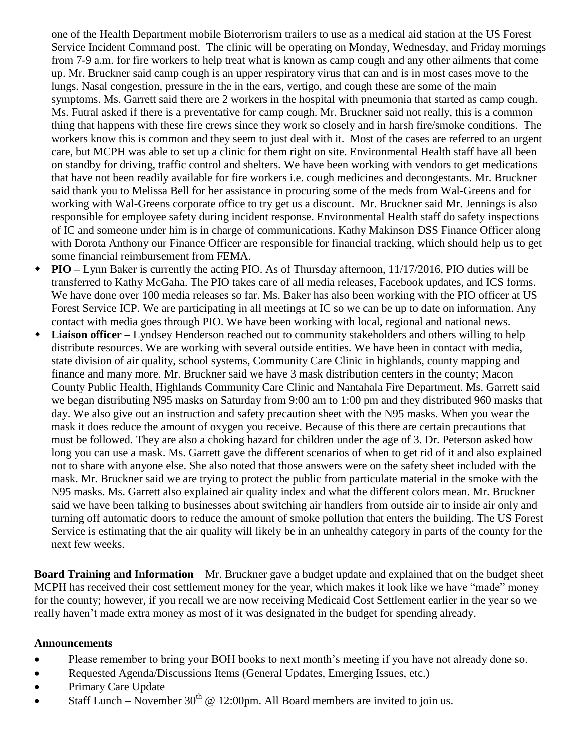one of the Health Department mobile Bioterrorism trailers to use as a medical aid station at the US Forest Service Incident Command post. The clinic will be operating on Monday, Wednesday, and Friday mornings from 7-9 a.m. for fire workers to help treat what is known as camp cough and any other ailments that come up. Mr. Bruckner said camp cough is an upper respiratory virus that can and is in most cases move to the lungs. Nasal congestion, pressure in the in the ears, vertigo, and cough these are some of the main symptoms. Ms. Garrett said there are 2 workers in the hospital with pneumonia that started as camp cough. Ms. Futral asked if there is a preventative for camp cough. Mr. Bruckner said not really, this is a common thing that happens with these fire crews since they work so closely and in harsh fire/smoke conditions. The workers know this is common and they seem to just deal with it. Most of the cases are referred to an urgent care, but MCPH was able to set up a clinic for them right on site. Environmental Health staff have all been on standby for driving, traffic control and shelters. We have been working with vendors to get medications that have not been readily available for fire workers i.e. cough medicines and decongestants. Mr. Bruckner said thank you to Melissa Bell for her assistance in procuring some of the meds from Wal-Greens and for working with Wal-Greens corporate office to try get us a discount. Mr. Bruckner said Mr. Jennings is also responsible for employee safety during incident response. Environmental Health staff do safety inspections of IC and someone under him is in charge of communications. Kathy Makinson DSS Finance Officer along with Dorota Anthony our Finance Officer are responsible for financial tracking, which should help us to get some financial reimbursement from FEMA.

- **PIO –** Lynn Baker is currently the acting PIO. As of Thursday afternoon, 11/17/2016, PIO duties will be transferred to Kathy McGaha. The PIO takes care of all media releases, Facebook updates, and ICS forms. We have done over 100 media releases so far. Ms. Baker has also been working with the PIO officer at US Forest Service ICP. We are participating in all meetings at IC so we can be up to date on information. Any contact with media goes through PIO. We have been working with local, regional and national news.
- **Liaison officer –** Lyndsey Henderson reached out to community stakeholders and others willing to help distribute resources. We are working with several outside entities. We have been in contact with media, state division of air quality, school systems, Community Care Clinic in highlands, county mapping and finance and many more. Mr. Bruckner said we have 3 mask distribution centers in the county; Macon County Public Health, Highlands Community Care Clinic and Nantahala Fire Department. Ms. Garrett said we began distributing N95 masks on Saturday from 9:00 am to 1:00 pm and they distributed 960 masks that day. We also give out an instruction and safety precaution sheet with the N95 masks. When you wear the mask it does reduce the amount of oxygen you receive. Because of this there are certain precautions that must be followed. They are also a choking hazard for children under the age of 3. Dr. Peterson asked how long you can use a mask. Ms. Garrett gave the different scenarios of when to get rid of it and also explained not to share with anyone else. She also noted that those answers were on the safety sheet included with the mask. Mr. Bruckner said we are trying to protect the public from particulate material in the smoke with the N95 masks. Ms. Garrett also explained air quality index and what the different colors mean. Mr. Bruckner said we have been talking to businesses about switching air handlers from outside air to inside air only and turning off automatic doors to reduce the amount of smoke pollution that enters the building. The US Forest Service is estimating that the air quality will likely be in an unhealthy category in parts of the county for the next few weeks.

**Board Training and Information** Mr. Bruckner gave a budget update and explained that on the budget sheet MCPH has received their cost settlement money for the year, which makes it look like we have "made" money for the county; however, if you recall we are now receiving Medicaid Cost Settlement earlier in the year so we really haven't made extra money as most of it was designated in the budget for spending already.

**Announcements**

- Please remember to bring your BOH books to next month's meeting if you have not already done so.
- Requested Agenda/Discussions Items (General Updates, Emerging Issues, etc.)
- Primary Care Update
- Staff Lunch – November 30th @ 12:00pm. All Board members are invited to join us.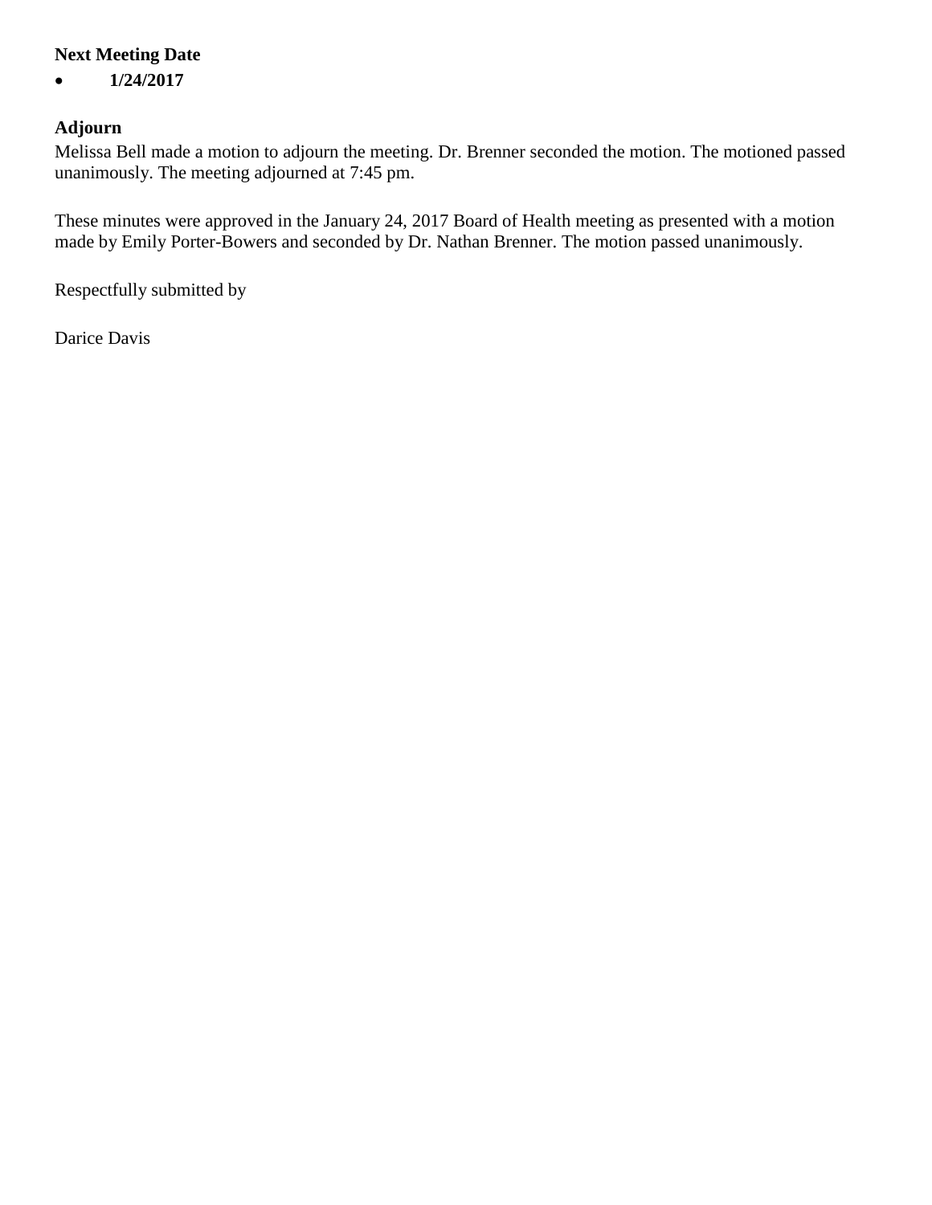**Next Meeting Date**

- **1/24/2017**

**Adjourn**

Melissa Bell made a motion to adjourn the meeting. Dr. Brenner seconded the motion. The motioned passed unanimously. The meeting adjourned at 7:45 pm.

These minutes were approved in the January 24, 2017 Board of Health meeting as presented with a motion made by Emily Porter-Bowers and seconded by Dr. Nathan Brenner. The motion passed unanimously.

Respectfully submitted by

Darice Davis